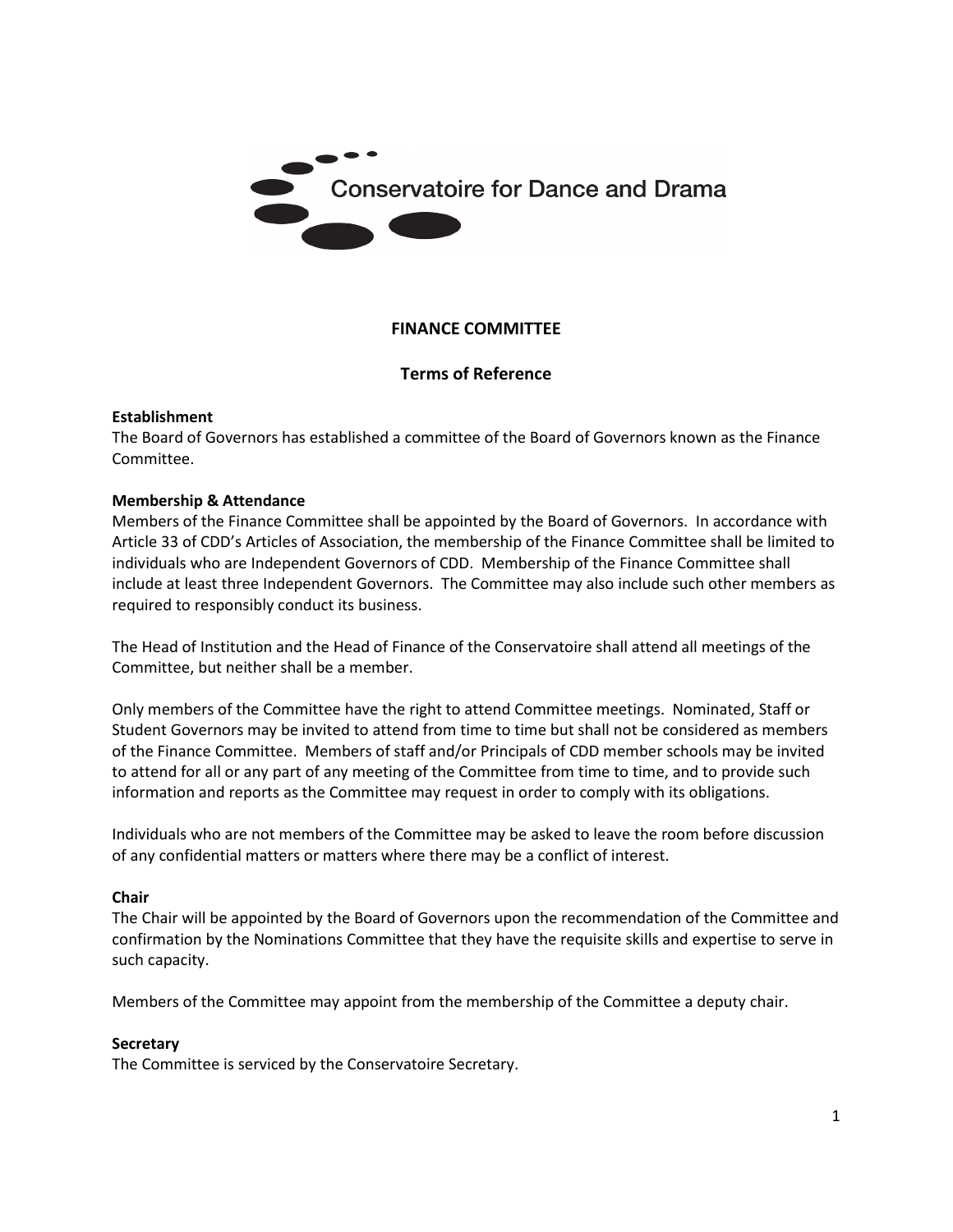Conservatoire for Dance and Drama

# FINANCE COMMITTEE

## Terms of Reference

**Establishment**
The Board of Governors has established a committee of the Board of Governors known as the Finance Committee.

**Membership & Attendance**
Members of the Finance Committee shall be appointed by the Board of Governors. In accordance with Article 33 of CDD's Articles of Association, the membership of the Finance Committee shall be limited to individuals who are Independent Governors of CDD. Membership of the Finance Committee shall include at least three Independent Governors. The Committee may also include such other members as required to responsibly conduct its business.

The Head of Institution and the Head of Finance of the Conservatoire shall attend all meetings of the Committee, but neither shall be a member.

Only members of the Committee have the right to attend Committee meetings. Nominated, Staff or Student Governors may be invited to attend from time to time but shall not be considered as members of the Finance Committee. Members of staff and/or Principals of CDD member schools may be invited to attend for all or any part of any meeting of the Committee from time to time, and to provide such information and reports as the Committee may request in order to comply with its obligations.

Individuals who are not members of the Committee may be asked to leave the room before discussion of any confidential matters or matters where there may be a conflict of interest.

**Chair**
The Chair will be appointed by the Board of Governors upon the recommendation of the Committee and confirmation by the Nominations Committee that they have the requisite skills and expertise to serve in such capacity.

Members of the Committee may appoint from the membership of the Committee a deputy chair.

**Secretary**
The Committee is serviced by the Conservatoire Secretary.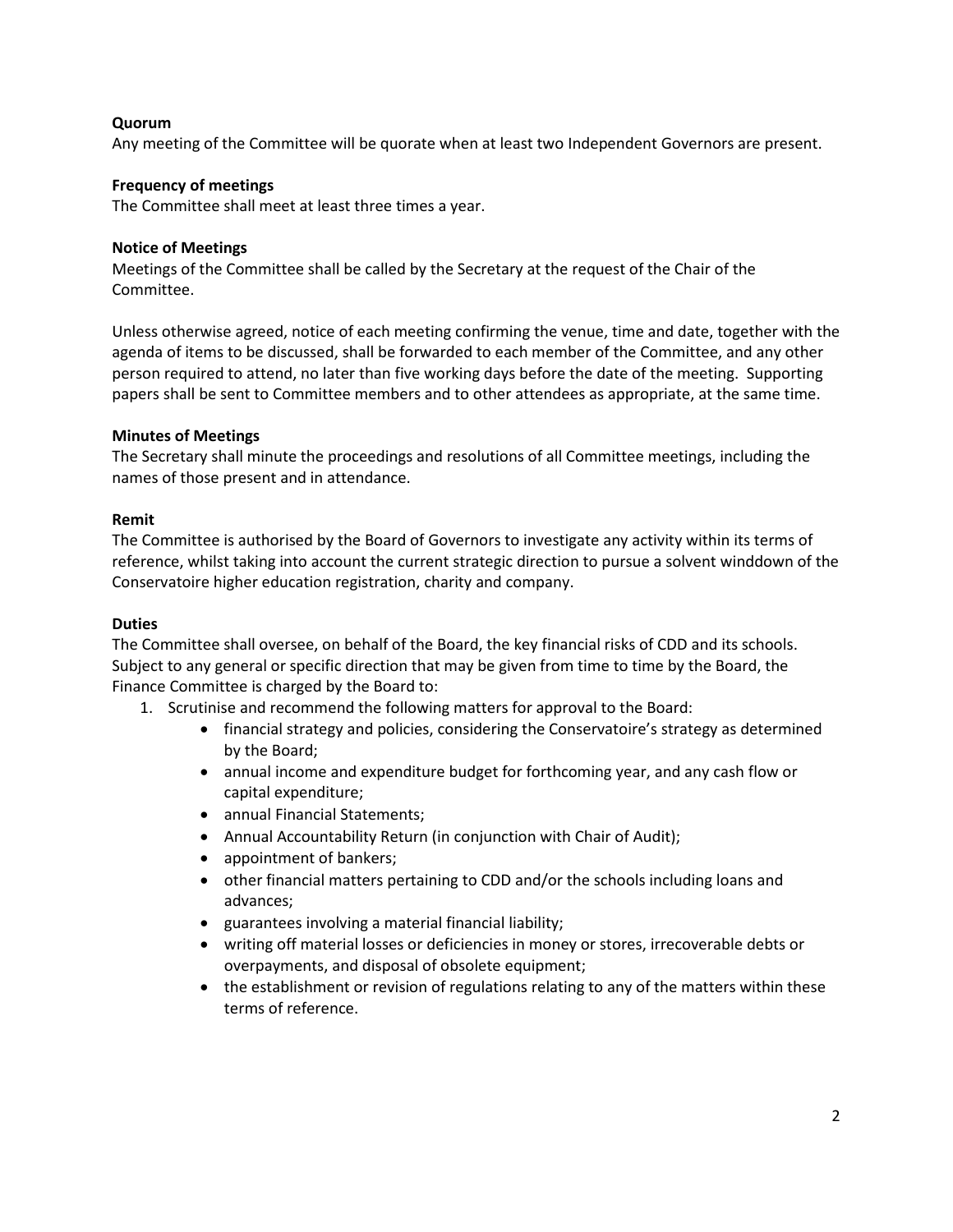**Quorum**

Any meeting of the Committee will be quorate when at least two Independent Governors are present.

**Frequency of meetings**

The Committee shall meet at least three times a year.

**Notice of Meetings**

Meetings of the Committee shall be called by the Secretary at the request of the Chair of the Committee.

Unless otherwise agreed, notice of each meeting confirming the venue, time and date, together with the agenda of items to be discussed, shall be forwarded to each member of the Committee, and any other person required to attend, no later than five working days before the date of the meeting. Supporting papers shall be sent to Committee members and to other attendees as appropriate, at the same time.

**Minutes of Meetings**

The Secretary shall minute the proceedings and resolutions of all Committee meetings, including the names of those present and in attendance.

**Remit**

The Committee is authorised by the Board of Governors to investigate any activity within its terms of reference, whilst taking into account the current strategic direction to pursue a solvent winddown of the Conservatoire higher education registration, charity and company.

**Duties**

The Committee shall oversee, on behalf of the Board, the key financial risks of CDD and its schools. Subject to any general or specific direction that may be given from time to time by the Board, the Finance Committee is charged by the Board to:

1. Scrutinise and recommend the following matters for approval to the Board:
    - financial strategy and policies, considering the Conservatoire's strategy as determined by the Board;
    - annual income and expenditure budget for forthcoming year, and any cash flow or capital expenditure;
    - annual Financial Statements;
    - Annual Accountability Return (in conjunction with Chair of Audit);
    - appointment of bankers;
    - other financial matters pertaining to CDD and/or the schools including loans and advances;
    - guarantees involving a material financial liability;
    - writing off material losses or deficiencies in money or stores, irrecoverable debts or overpayments, and disposal of obsolete equipment;
    - the establishment or revision of regulations relating to any of the matters within these terms of reference.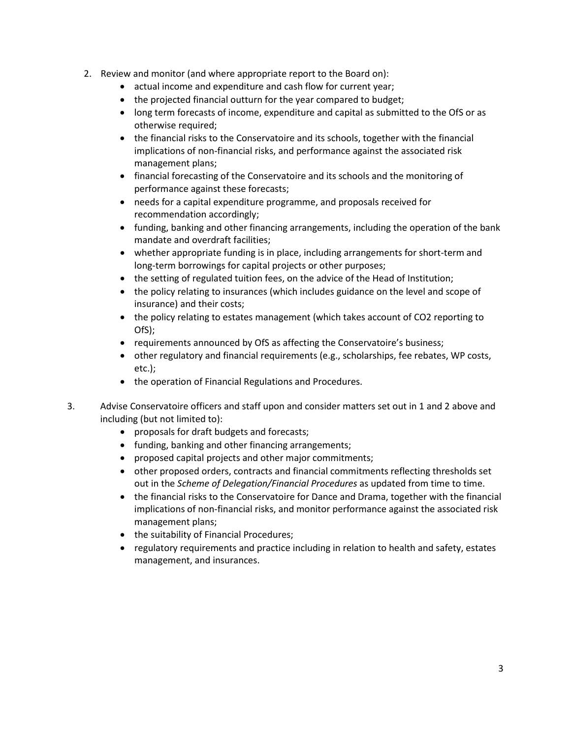2. Review and monitor (and where appropriate report to the Board on):
    - actual income and expenditure and cash flow for current year;
    - the projected financial outturn for the year compared to budget;
    - long term forecasts of income, expenditure and capital as submitted to the OfS or as otherwise required;
    - the financial risks to the Conservatoire and its schools, together with the financial implications of non-financial risks, and performance against the associated risk management plans;
    - financial forecasting of the Conservatoire and its schools and the monitoring of performance against these forecasts;
    - needs for a capital expenditure programme, and proposals received for recommendation accordingly;
    - funding, banking and other financing arrangements, including the operation of the bank mandate and overdraft facilities;
    - whether appropriate funding is in place, including arrangements for short-term and long-term borrowings for capital projects or other purposes;
    - the setting of regulated tuition fees, on the advice of the Head of Institution;
    - the policy relating to insurances (which includes guidance on the level and scope of insurance) and their costs;
    - the policy relating to estates management (which takes account of $CO_2$ reporting to OfS);
    - requirements announced by OfS as affecting the Conservatoire's business;
    - other regulatory and financial requirements (e.g., scholarships, fee rebates, WP costs, etc.);
    - the operation of Financial Regulations and Procedures.

3. Advise Conservatoire officers and staff upon and consider matters set out in 1 and 2 above and including (but not limited to):
    - proposals for draft budgets and forecasts;
    - funding, banking and other financing arrangements;
    - proposed capital projects and other major commitments;
    - other proposed orders, contracts and financial commitments reflecting thresholds set out in the *Scheme of Delegation/Financial Procedures* as updated from time to time.
    - the financial risks to the Conservatoire for Dance and Drama, together with the financial implications of non-financial risks, and monitor performance against the associated risk management plans;
    - the suitability of Financial Procedures;
    - regulatory requirements and practice including in relation to health and safety, estates management, and insurances.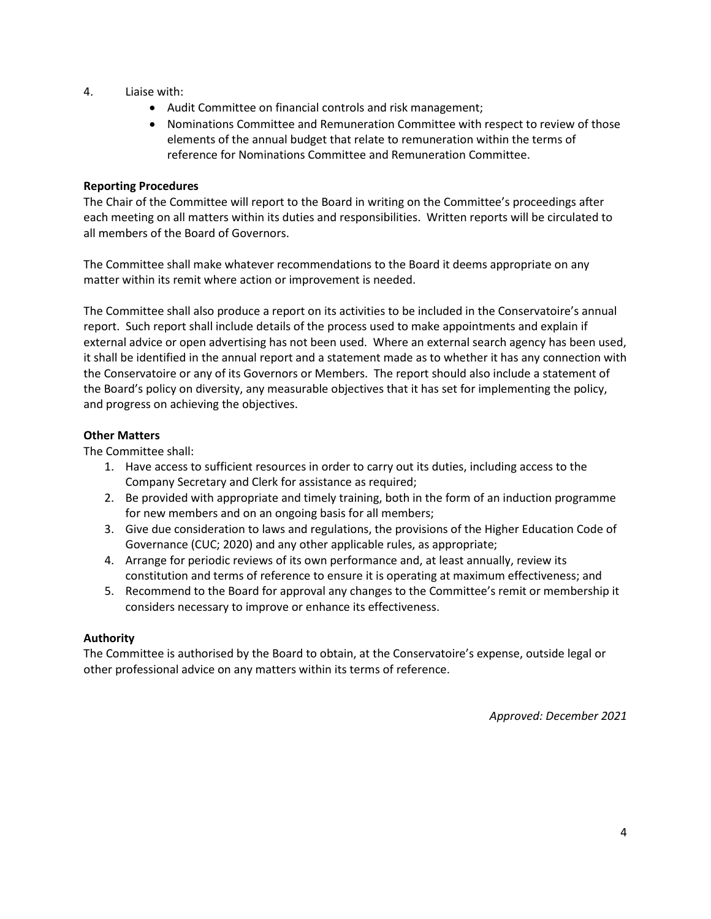4. Liaise with:
    - Audit Committee on financial controls and risk management;
    - Nominations Committee and Remuneration Committee with respect to review of those elements of the annual budget that relate to remuneration within the terms of reference for Nominations Committee and Remuneration Committee.

**Reporting Procedures**

The Chair of the Committee will report to the Board in writing on the Committee's proceedings after each meeting on all matters within its duties and responsibilities. Written reports will be circulated to all members of the Board of Governors.

The Committee shall make whatever recommendations to the Board it deems appropriate on any matter within its remit where action or improvement is needed.

The Committee shall also produce a report on its activities to be included in the Conservatoire's annual report. Such report shall include details of the process used to make appointments and explain if external advice or open advertising has not been used. Where an external search agency has been used, it shall be identified in the annual report and a statement made as to whether it has any connection with the Conservatoire or any of its Governors or Members. The report should also include a statement of the Board's policy on diversity, any measurable objectives that it has set for implementing the policy, and progress on achieving the objectives.

**Other Matters**

The Committee shall:

1. Have access to sufficient resources in order to carry out its duties, including access to the Company Secretary and Clerk for assistance as required;
2. Be provided with appropriate and timely training, both in the form of an induction programme for new members and on an ongoing basis for all members;
3. Give due consideration to laws and regulations, the provisions of the Higher Education Code of Governance (CUC; 2020) and any other applicable rules, as appropriate;
4. Arrange for periodic reviews of its own performance and, at least annually, review its constitution and terms of reference to ensure it is operating at maximum effectiveness; and
5. Recommend to the Board for approval any changes to the Committee's remit or membership it considers necessary to improve or enhance its effectiveness.

**Authority**

The Committee is authorised by the Board to obtain, at the Conservatoire's expense, outside legal or other professional advice on any matters within its terms of reference.

*Approved: December 2021*